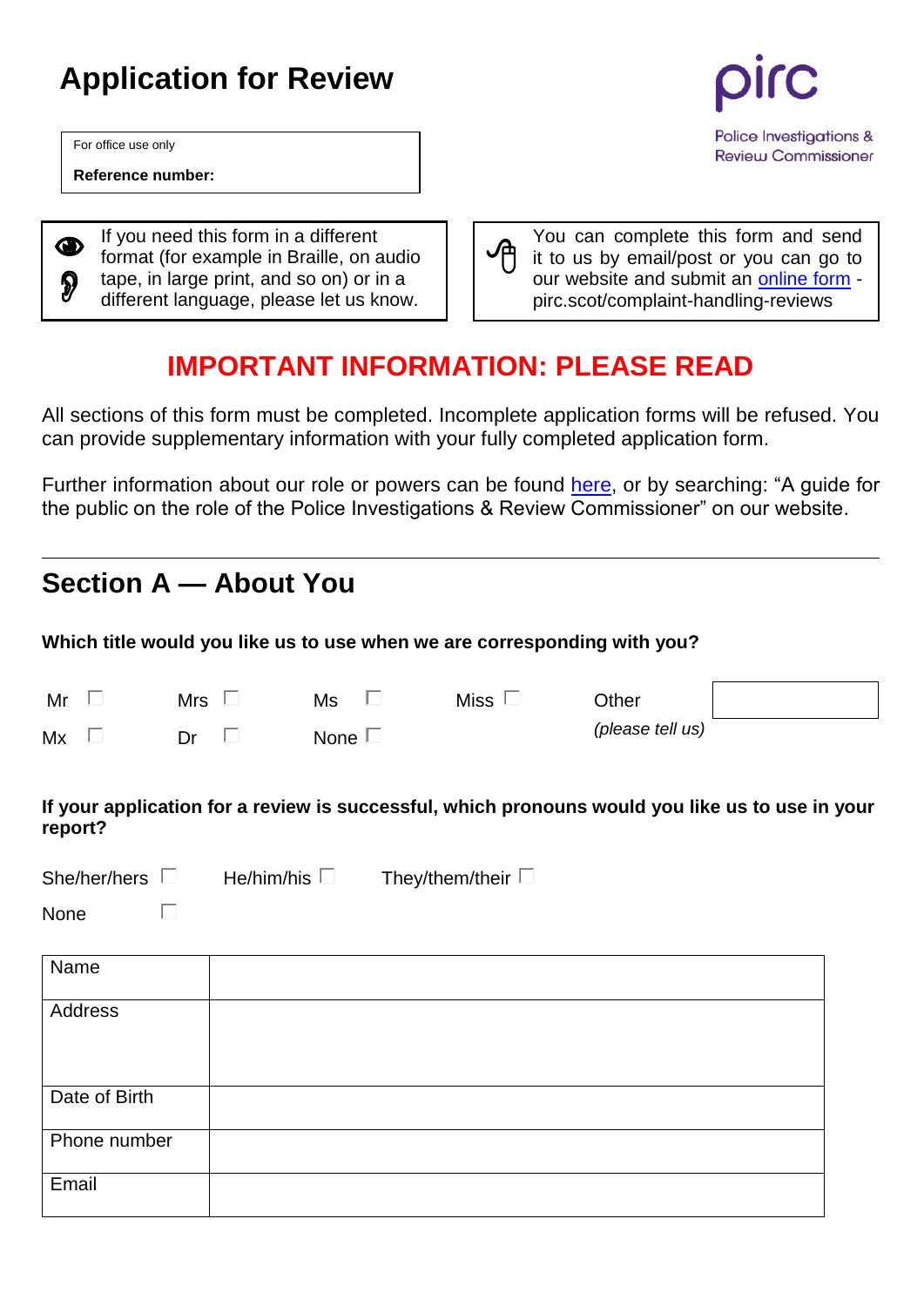# Application for Review

| For office use only |
|---|
| **Reference number:** |

pirc

Police Investigations & Review Commissioner

If you need this form in a different format (for example in Braille, on audio tape, in large print, and so on) or in a different language, please let us know.

You can complete this form and send it to us by email/post or you can go to our website and submit an online form - pirc.scot/complaint-handling-reviews

## IMPORTANT INFORMATION: PLEASE READ

All sections of this form must be completed. Incomplete application forms will be refused. You can provide supplementary information with your fully completed application form.

Further information about our role or powers can be found here, or by searching: "A guide for the public on the role of the Police Investigations & Review Commissioner" on our website.

---

## Section A — About You

**Which title would you like us to use when we are corresponding with you?**

Mr ☐ Mrs ☐ Ms ☐ Miss ☐ Other *(please tell us)* ______

Mx ☐ Dr ☐ None ☐

**If your application for a review is successful, which pronouns would you like us to use in your report?**

She/her/hers ☐ He/him/his ☐ They/them/their ☐

None ☐

| | |
|---|---|
| Name | |
| Address | |
| Date of Birth | |
| Phone number | |
| Email | |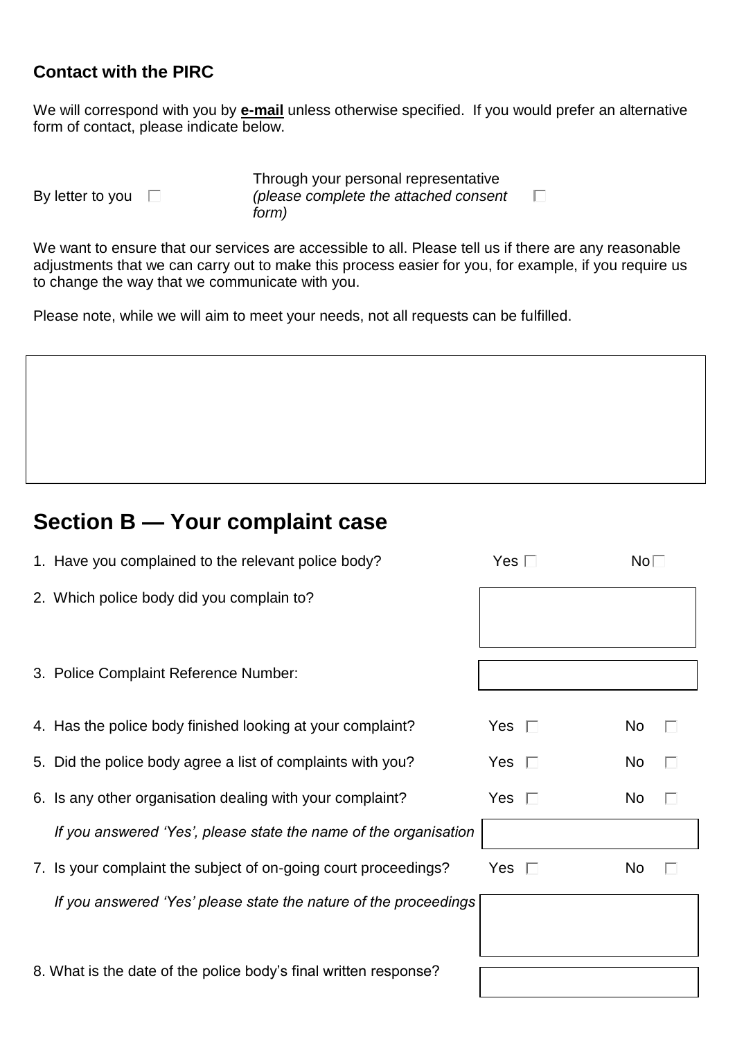### Contact with the PIRC

We will correspond with you by **e-mail** unless otherwise specified. If you would prefer an alternative form of contact, please indicate below.

By letter to you ☐

Through your personal representative *(please complete the attached consent form)* ☐

We want to ensure that our services are accessible to all. Please tell us if there are any reasonable adjustments that we can carry out to make this process easier for you, for example, if you require us to change the way that we communicate with you.

Please note, while we will aim to meet your needs, not all requests can be fulfilled.

## Section B — Your complaint case

1. Have you complained to the relevant police body? Yes ☐ No ☐
2. Which police body did you complain to?
3. Police Complaint Reference Number:
4. Has the police body finished looking at your complaint? Yes ☐ No ☐
5. Did the police body agree a list of complaints with you? Yes ☐ No ☐
6. Is any other organisation dealing with your complaint? Yes ☐ No ☐

   *If you answered 'Yes', please state the name of the organisation*
7. Is your complaint the subject of on-going court proceedings? Yes ☐ No ☐

   *If you answered 'Yes' please state the nature of the proceedings*
8. What is the date of the police body's final written response?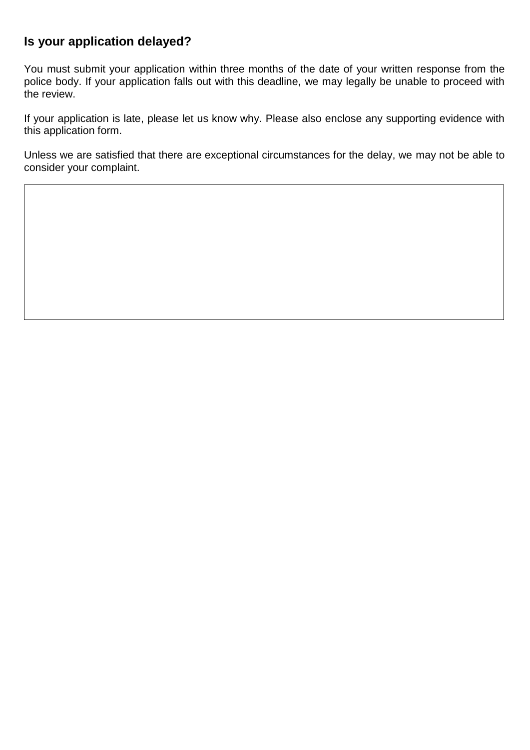## Is your application delayed?

You must submit your application within three months of the date of your written response from the police body. If your application falls out with this deadline, we may legally be unable to proceed with the review.

If your application is late, please let us know why. Please also enclose any supporting evidence with this application form.

Unless we are satisfied that there are exceptional circumstances for the delay, we may not be able to consider your complaint.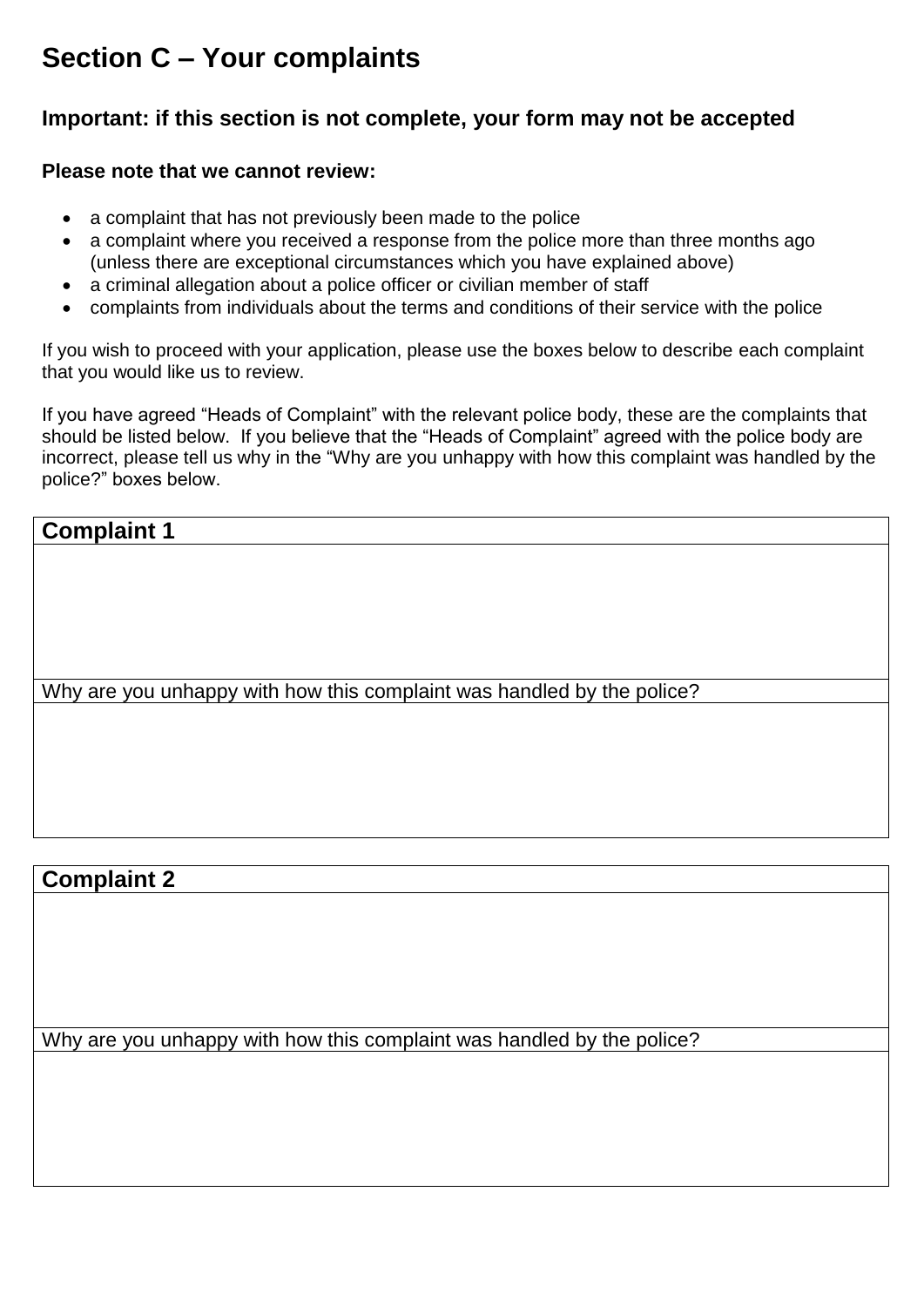# Section C – Your complaints

### Important: if this section is not complete, your form may not be accepted

**Please note that we cannot review:**

- a complaint that has not previously been made to the police
- a complaint where you received a response from the police more than three months ago (unless there are exceptional circumstances which you have explained above)
- a criminal allegation about a police officer or civilian member of staff
- complaints from individuals about the terms and conditions of their service with the police

If you wish to proceed with your application, please use the boxes below to describe each complaint that you would like us to review.

If you have agreed "Heads of Complaint" with the relevant police body, these are the complaints that should be listed below. If you believe that the "Heads of Complaint" agreed with the police body are incorrect, please tell us why in the "Why are you unhappy with how this complaint was handled by the police?" boxes below.

| **Complaint 1** |
|---|
| |
| Why are you unhappy with how this complaint was handled by the police? |
| |

| **Complaint 2** |
|---|
| |
| Why are you unhappy with how this complaint was handled by the police? |
| |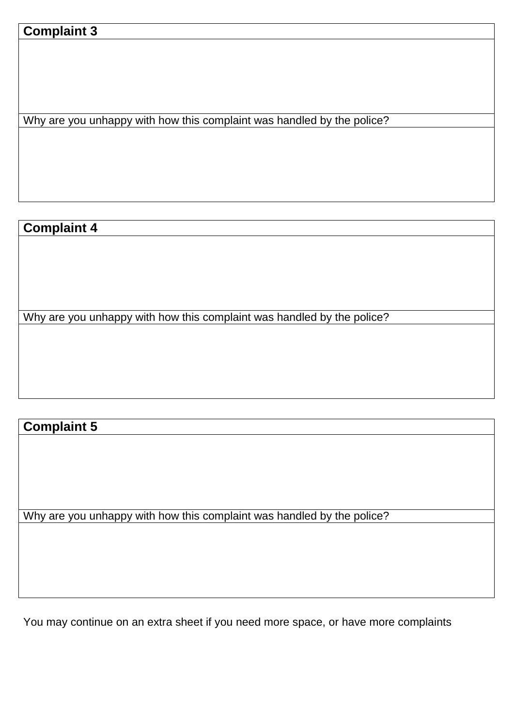| Complaint 3 |
| --- |
| |
| Why are you unhappy with how this complaint was handled by the police? |
| |

| Complaint 4 |
| --- |
| |
| Why are you unhappy with how this complaint was handled by the police? |
| |

| Complaint 5 |
| --- |
| |
| Why are you unhappy with how this complaint was handled by the police? |
| |

You may continue on an extra sheet if you need more space, or have more complaints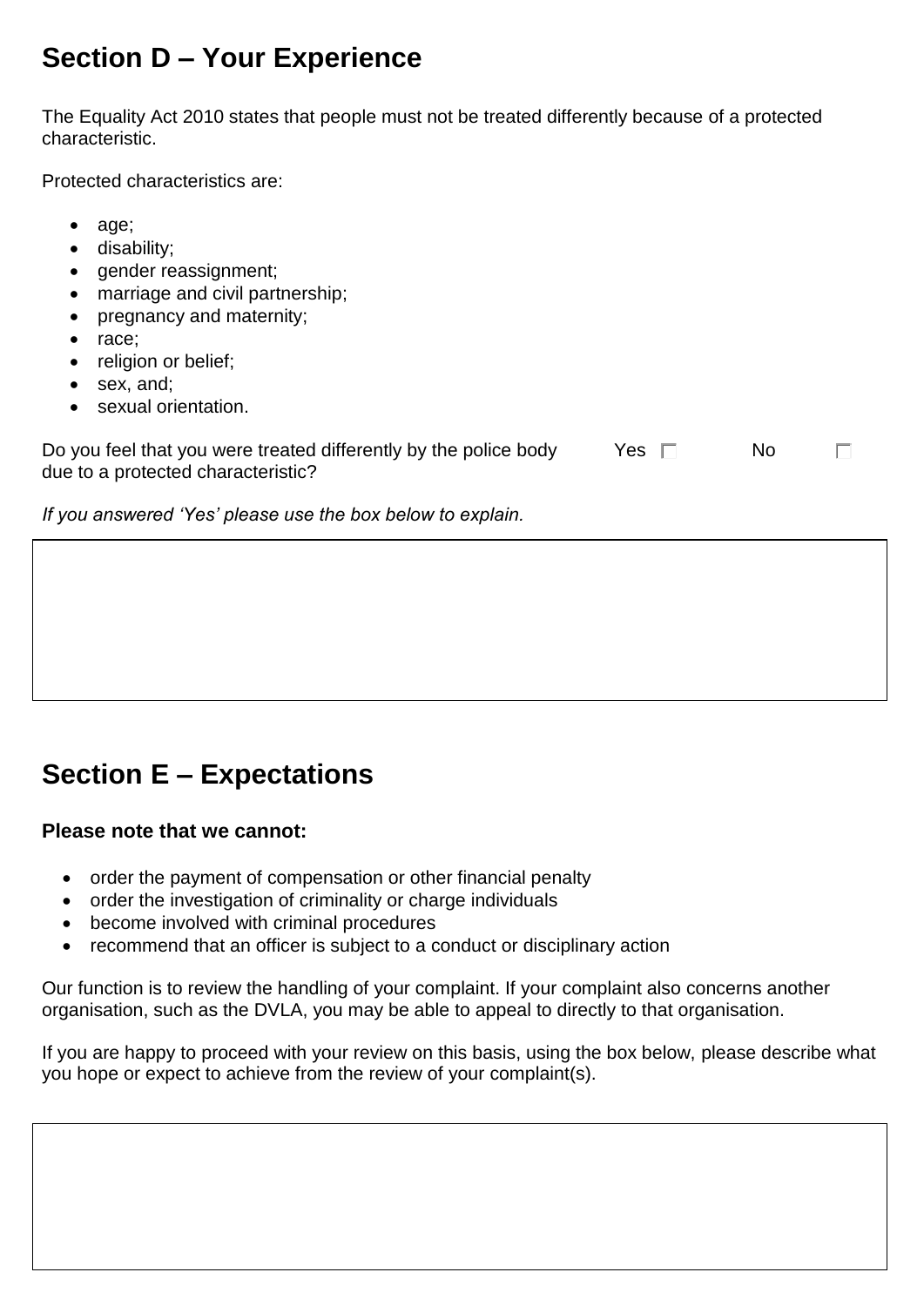## Section D – Your Experience

The Equality Act 2010 states that people must not be treated differently because of a protected characteristic.

Protected characteristics are:

- age;
- disability;
- gender reassignment;
- marriage and civil partnership;
- pregnancy and maternity;
- race;
- religion or belief;
- sex, and;
- sexual orientation.

Do you feel that you were treated differently by the police body due to a protected characteristic? Yes ☐ No ☐

*If you answered 'Yes' please use the box below to explain.*

## Section E – Expectations

**Please note that we cannot:**

- order the payment of compensation or other financial penalty
- order the investigation of criminality or charge individuals
- become involved with criminal procedures
- recommend that an officer is subject to a conduct or disciplinary action

Our function is to review the handling of your complaint. If your complaint also concerns another organisation, such as the DVLA, you may be able to appeal to directly to that organisation.

If you are happy to proceed with your review on this basis, using the box below, please describe what you hope or expect to achieve from the review of your complaint(s).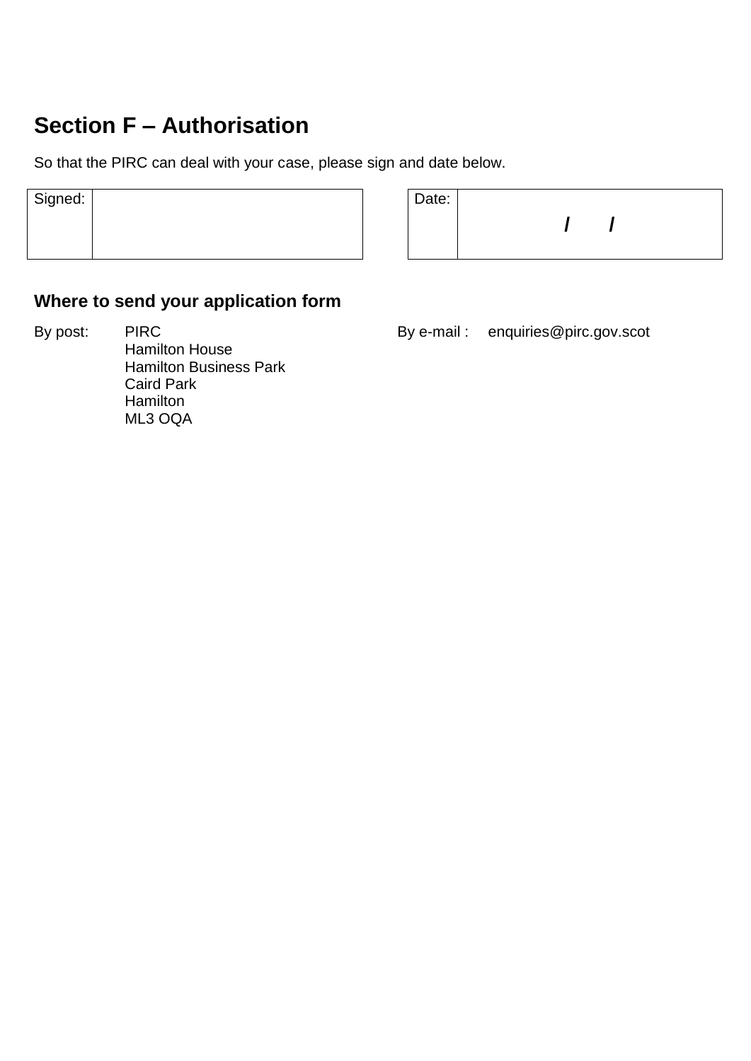## Section F – Authorisation

So that the PIRC can deal with your case, please sign and date below.

| Signed: | |
|---|---|

| Date: | / / |
|---|---|

### Where to send your application form

By post:
PIRC
Hamilton House
Hamilton Business Park
Caird Park
Hamilton
ML3 OQA

By e-mail : enquiries@pirc.gov.scot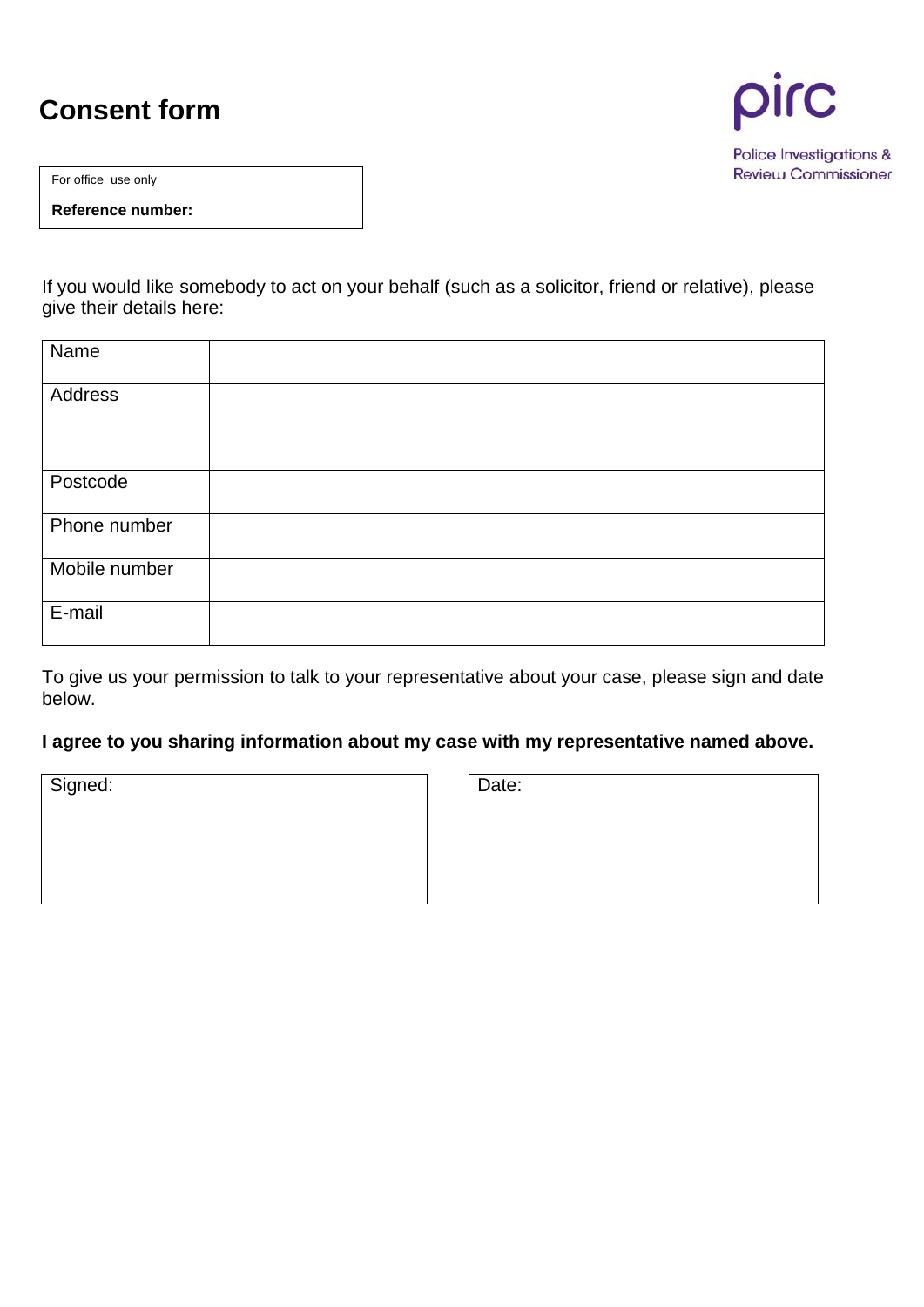# Consent form

pirc

Police Investigations & Review Commissioner

| | |
|---|---|
| For office use only | |
| **Reference number:** | |

If you would like somebody to act on your behalf (such as a solicitor, friend or relative), please give their details here:

| | |
|---|---|
| Name | |
| Address | |
| Postcode | |
| Phone number | |
| Mobile number | |
| E-mail | |

To give us your permission to talk to your representative about your case, please sign and date below.

**I agree to you sharing information about my case with my representative named above.**

| | |
|---|---|
| Signed: | Date: |